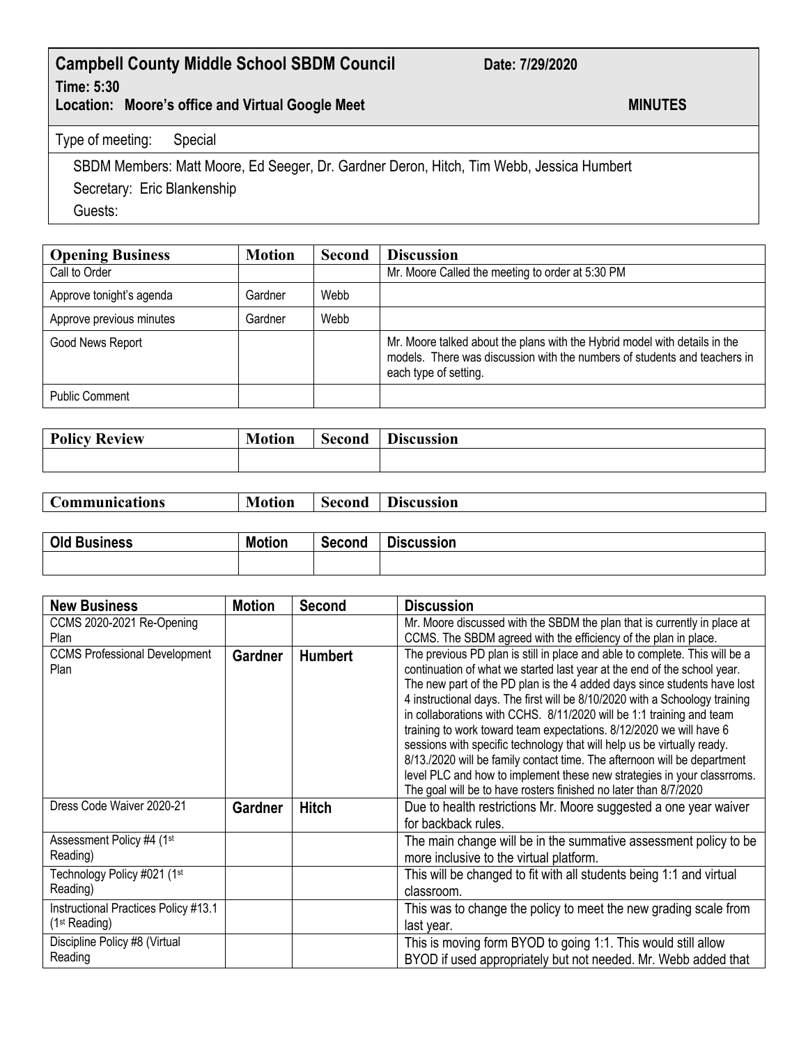## Campbell County Middle School SBDM Council

**Date: 7/29/2020**

**Time: 5:30**

**Location: Moore's office and Virtual Google Meet**

**MINUTES**

Type of meeting: Special

SBDM Members: Matt Moore, Ed Seeger, Dr. Gardner Deron, Hitch, Tim Webb, Jessica Humbert

Secretary: Eric Blankenship

Guests:

| Opening Business | Motion | Second | Discussion |
|---|---|---|---|
| Call to Order | | | Mr. Moore Called the meeting to order at 5:30 PM |
| Approve tonight's agenda | Gardner | Webb | |
| Approve previous minutes | Gardner | Webb | |
| Good News Report | | | Mr. Moore talked about the plans with the Hybrid model with details in the models. There was discussion with the numbers of students and teachers in each type of setting. |
| Public Comment | | | |

| Policy Review | Motion | Second | Discussion |
|---|---|---|---|
| | | | |

| Communications | Motion | Second | Discussion |
|---|---|---|---|

| Old Business | Motion | Second | Discussion |
|---|---|---|---|
| | | | |

| New Business | Motion | Second | Discussion |
|---|---|---|---|
| CCMS 2020-2021 Re-Opening Plan | | | Mr. Moore discussed with the SBDM the plan that is currently in place at CCMS. The SBDM agreed with the efficiency of the plan in place. |
| CCMS Professional Development Plan | **Gardner** | **Humbert** | The previous PD plan is still in place and able to complete. This will be a continuation of what we started last year at the end of the school year. The new part of the PD plan is the 4 added days since students have lost 4 instructional days. The first will be 8/10/2020 with a Schoology training in collaborations with CCHS. 8/11/2020 will be 1:1 training and team training to work toward team expectations. 8/12/2020 we will have 6 sessions with specific technology that will help us be virtually ready. 8/13./2020 will be family contact time. The afternoon will be department level PLC and how to implement these new strategies in your classrroms. The goal will be to have rosters finished no later than 8/7/2020 |
| Dress Code Waiver 2020-21 | **Gardner** | **Hitch** | Due to health restrictions Mr. Moore suggested a one year waiver for backback rules. |
| Assessment Policy #4 (1st Reading) | | | The main change will be in the summative assessment policy to be more inclusive to the virtual platform. |
| Technology Policy #021 (1st Reading) | | | This will be changed to fit with all students being 1:1 and virtual classroom. |
| Instructional Practices Policy #13.1 (1st Reading) | | | This was to change the policy to meet the new grading scale from last year. |
| Discipline Policy #8 (Virtual Reading | | | This is moving form BYOD to going 1:1. This would still allow BYOD if used appropriately but not needed. Mr. Webb added that |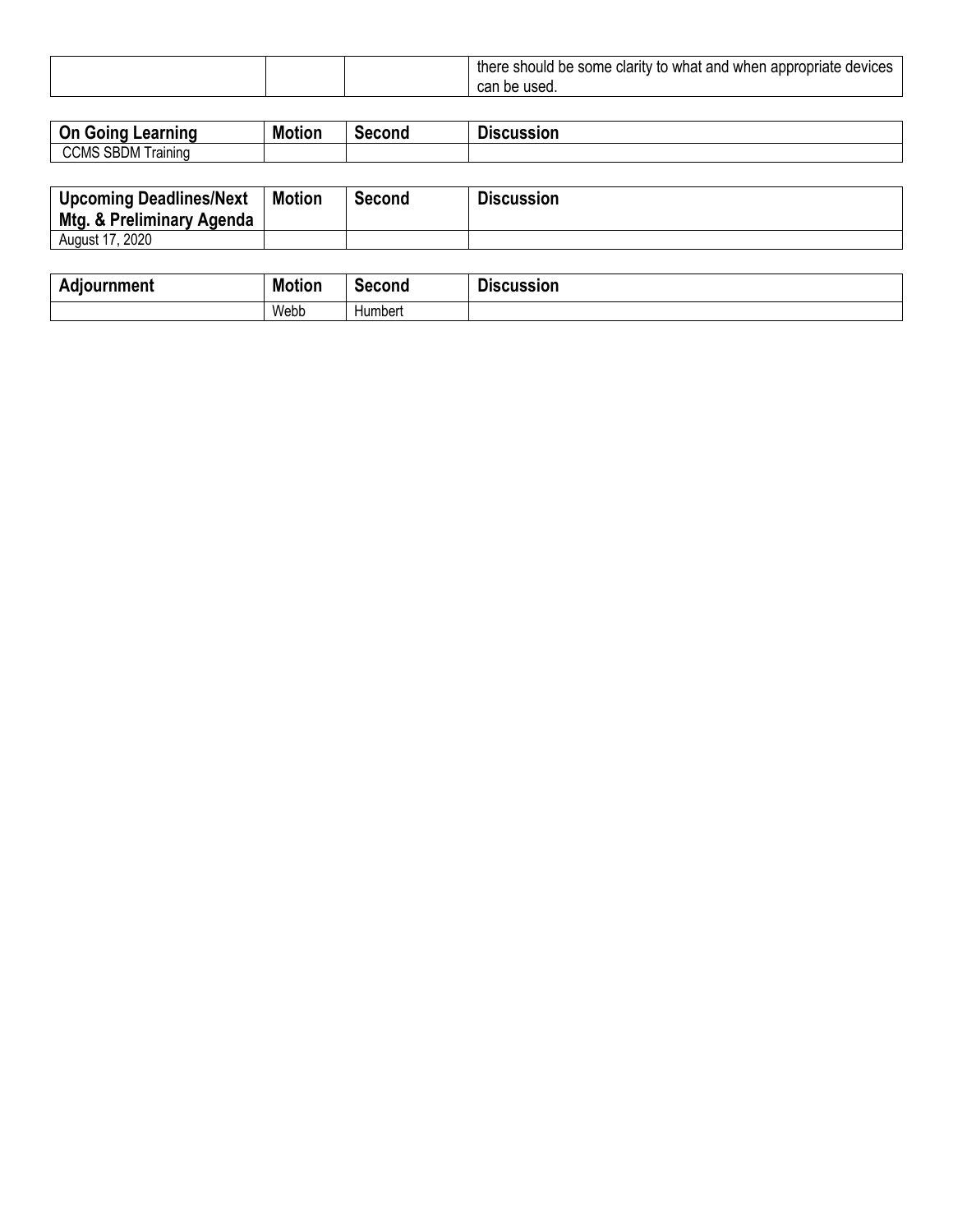| | | | |
|---|---|---|---|
| | | | there should be some clarity to what and when appropriate devices can be used. |

| On Going Learning | Motion | Second | Discussion |
|---|---|---|---|
| CCMS SBDM Training | | | |

| Upcoming Deadlines/Next Mtg. & Preliminary Agenda | Motion | Second | Discussion |
|---|---|---|---|
| August 17, 2020 | | | |

| Adjournment | Motion | Second | Discussion |
|---|---|---|---|
| | Webb | Humbert | |